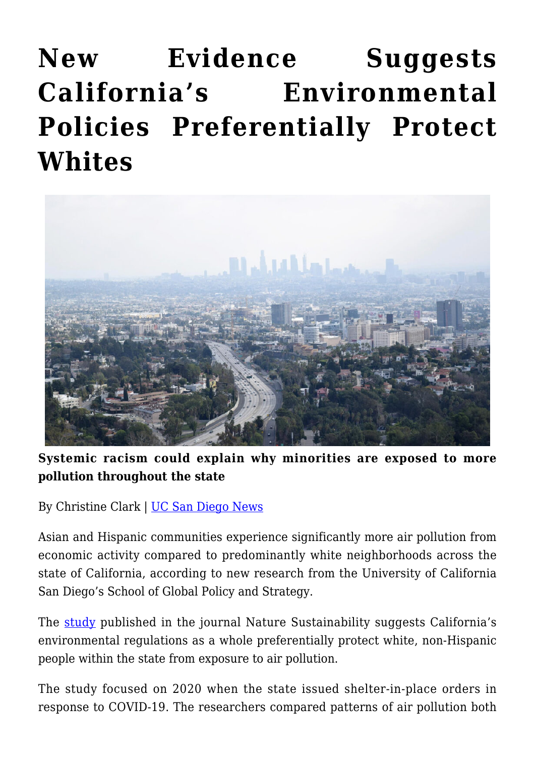# New Evidence Suggests California's Environmental Policies Preferentially Protect Whites

**Systemic racism could explain why minorities are exposed to more pollution throughout the state**

By Christine Clark | [UC San Diego News]

Asian and Hispanic communities experience significantly more air pollution from economic activity compared to predominantly white neighborhoods across the state of California, according to new research from the University of California San Diego's School of Global Policy and Strategy.

The [study] published in the journal Nature Sustainability suggests California's environmental regulations as a whole preferentially protect white, non-Hispanic people within the state from exposure to air pollution.

The study focused on 2020 when the state issued shelter-in-place orders in response to COVID-19. The researchers compared patterns of air pollution both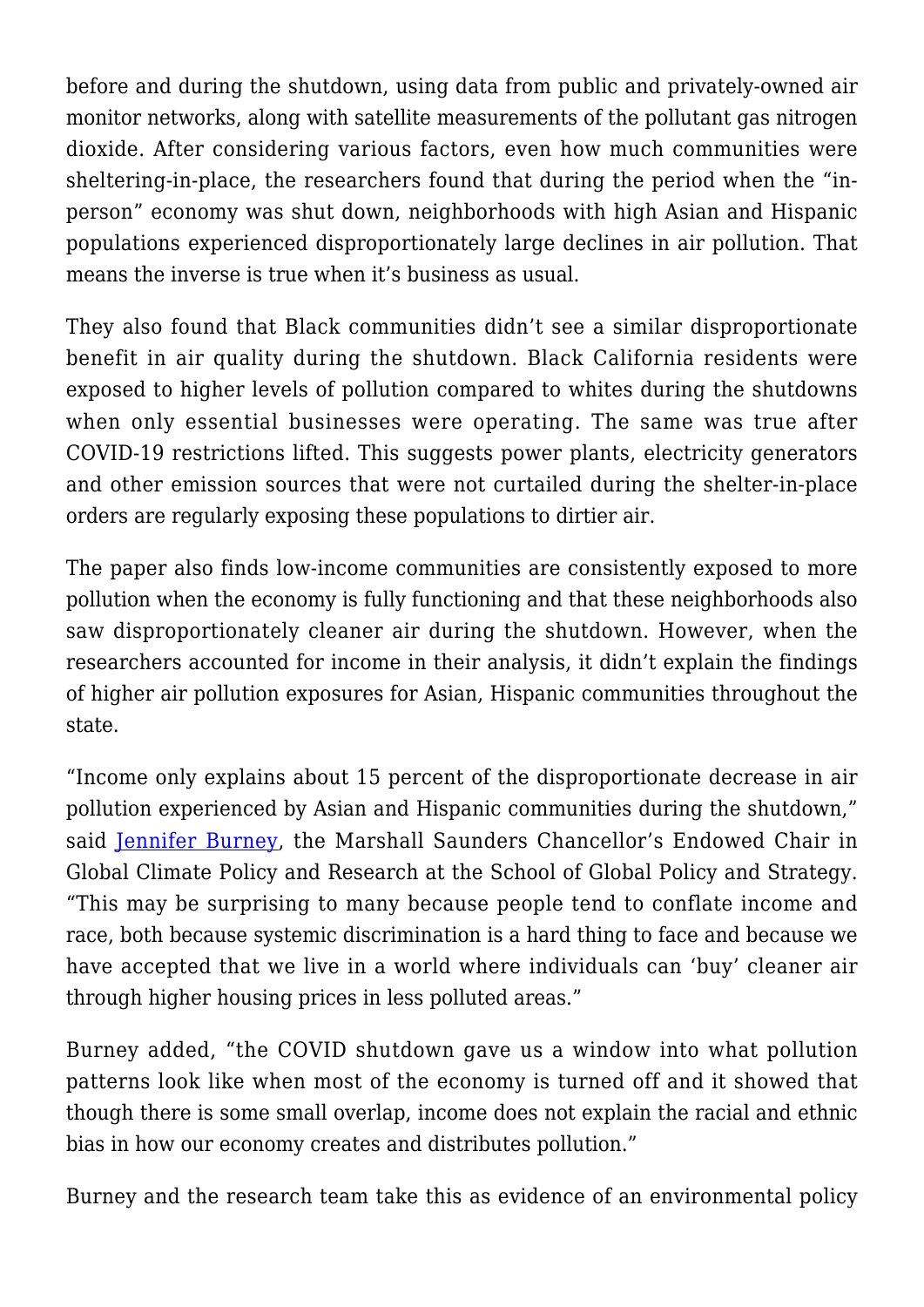before and during the shutdown, using data from public and privately-owned air monitor networks, along with satellite measurements of the pollutant gas nitrogen dioxide. After considering various factors, even how much communities were sheltering-in-place, the researchers found that during the period when the "in-person" economy was shut down, neighborhoods with high Asian and Hispanic populations experienced disproportionately large declines in air pollution. That means the inverse is true when it's business as usual.

They also found that Black communities didn't see a similar disproportionate benefit in air quality during the shutdown. Black California residents were exposed to higher levels of pollution compared to whites during the shutdowns when only essential businesses were operating. The same was true after COVID-19 restrictions lifted. This suggests power plants, electricity generators and other emission sources that were not curtailed during the shelter-in-place orders are regularly exposing these populations to dirtier air.

The paper also finds low-income communities are consistently exposed to more pollution when the economy is fully functioning and that these neighborhoods also saw disproportionately cleaner air during the shutdown. However, when the researchers accounted for income in their analysis, it didn't explain the findings of higher air pollution exposures for Asian, Hispanic communities throughout the state.

"Income only explains about 15 percent of the disproportionate decrease in air pollution experienced by Asian and Hispanic communities during the shutdown," said [Jennifer Burney](), the Marshall Saunders Chancellor's Endowed Chair in Global Climate Policy and Research at the School of Global Policy and Strategy. "This may be surprising to many because people tend to conflate income and race, both because systemic discrimination is a hard thing to face and because we have accepted that we live in a world where individuals can 'buy' cleaner air through higher housing prices in less polluted areas."

Burney added, "the COVID shutdown gave us a window into what pollution patterns look like when most of the economy is turned off and it showed that though there is some small overlap, income does not explain the racial and ethnic bias in how our economy creates and distributes pollution."

Burney and the research team take this as evidence of an environmental policy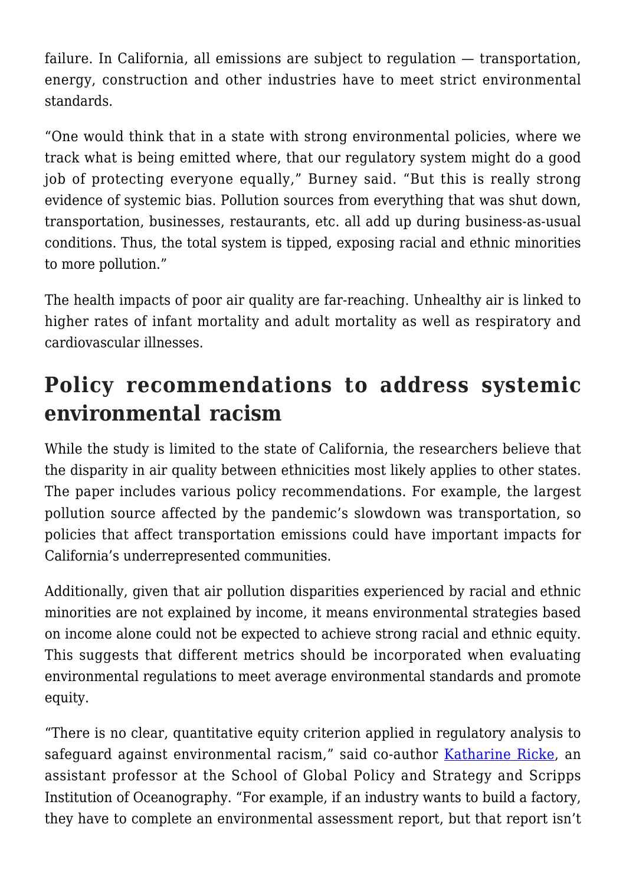failure. In California, all emissions are subject to regulation — transportation, energy, construction and other industries have to meet strict environmental standards.

"One would think that in a state with strong environmental policies, where we track what is being emitted where, that our regulatory system might do a good job of protecting everyone equally," Burney said. "But this is really strong evidence of systemic bias. Pollution sources from everything that was shut down, transportation, businesses, restaurants, etc. all add up during business-as-usual conditions. Thus, the total system is tipped, exposing racial and ethnic minorities to more pollution."

The health impacts of poor air quality are far-reaching. Unhealthy air is linked to higher rates of infant mortality and adult mortality as well as respiratory and cardiovascular illnesses.

## Policy recommendations to address systemic environmental racism

While the study is limited to the state of California, the researchers believe that the disparity in air quality between ethnicities most likely applies to other states. The paper includes various policy recommendations. For example, the largest pollution source affected by the pandemic's slowdown was transportation, so policies that affect transportation emissions could have important impacts for California's underrepresented communities.

Additionally, given that air pollution disparities experienced by racial and ethnic minorities are not explained by income, it means environmental strategies based on income alone could not be expected to achieve strong racial and ethnic equity. This suggests that different metrics should be incorporated when evaluating environmental regulations to meet average environmental standards and promote equity.

"There is no clear, quantitative equity criterion applied in regulatory analysis to safeguard against environmental racism," said co-author [Katharine Ricke](), an assistant professor at the School of Global Policy and Strategy and Scripps Institution of Oceanography. "For example, if an industry wants to build a factory, they have to complete an environmental assessment report, but that report isn't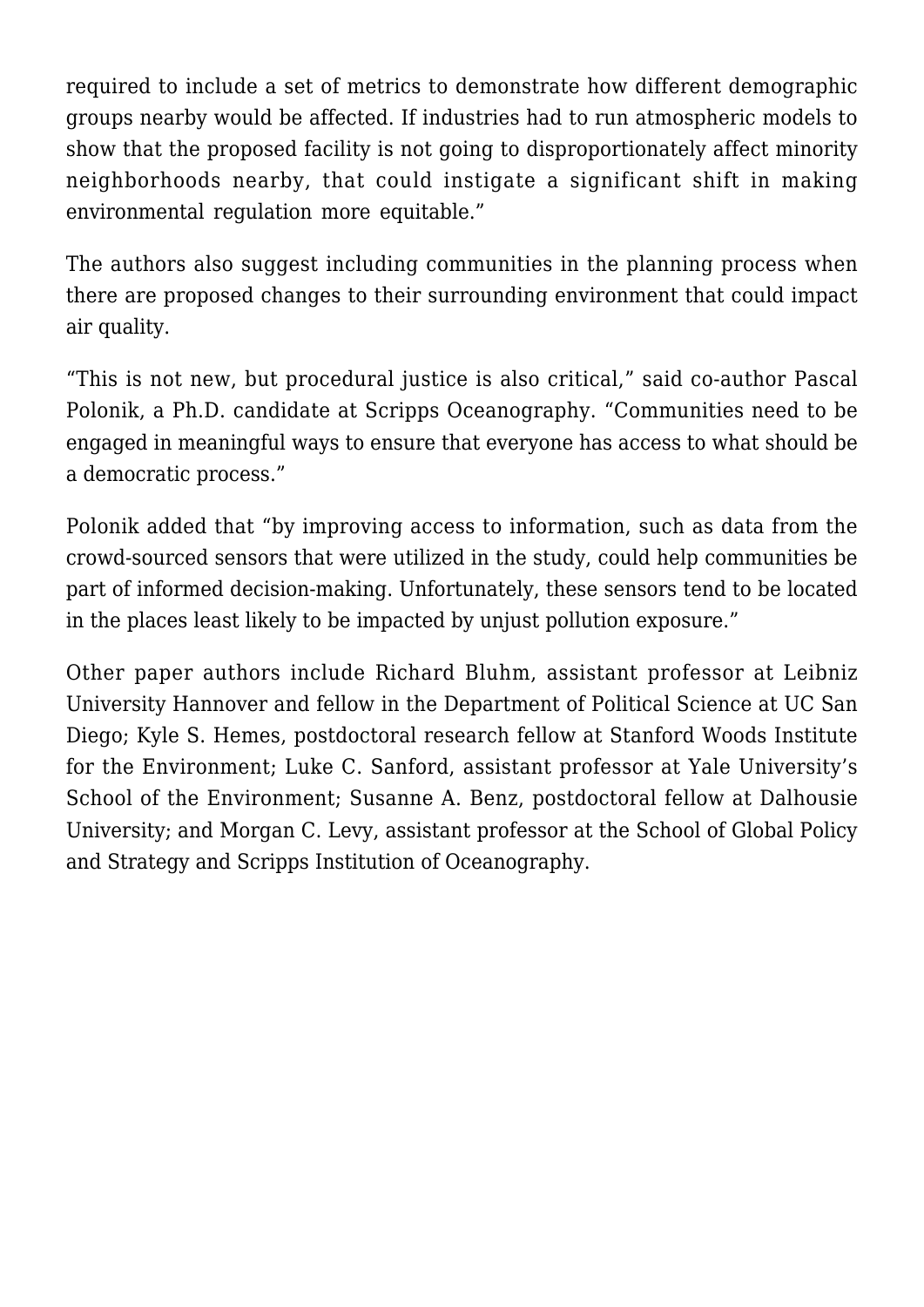required to include a set of metrics to demonstrate how different demographic groups nearby would be affected. If industries had to run atmospheric models to show that the proposed facility is not going to disproportionately affect minority neighborhoods nearby, that could instigate a significant shift in making environmental regulation more equitable."

The authors also suggest including communities in the planning process when there are proposed changes to their surrounding environment that could impact air quality.

"This is not new, but procedural justice is also critical," said co-author Pascal Polonik, a Ph.D. candidate at Scripps Oceanography. "Communities need to be engaged in meaningful ways to ensure that everyone has access to what should be a democratic process."

Polonik added that "by improving access to information, such as data from the crowd-sourced sensors that were utilized in the study, could help communities be part of informed decision-making. Unfortunately, these sensors tend to be located in the places least likely to be impacted by unjust pollution exposure."

Other paper authors include Richard Bluhm, assistant professor at Leibniz University Hannover and fellow in the Department of Political Science at UC San Diego; Kyle S. Hemes, postdoctoral research fellow at Stanford Woods Institute for the Environment; Luke C. Sanford, assistant professor at Yale University's School of the Environment; Susanne A. Benz, postdoctoral fellow at Dalhousie University; and Morgan C. Levy, assistant professor at the School of Global Policy and Strategy and Scripps Institution of Oceanography.